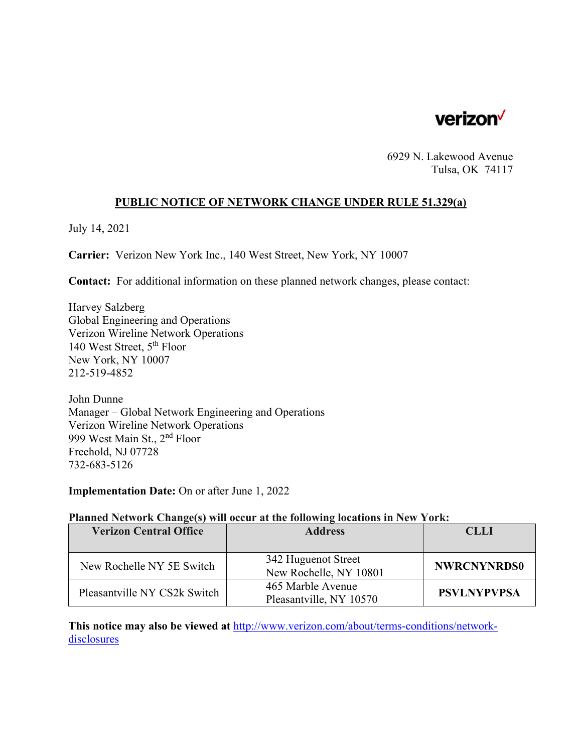verizon

6929 N. Lakewood Avenue
Tulsa, OK 74117

## PUBLIC NOTICE OF NETWORK CHANGE UNDER RULE 51.329(a)

July 14, 2021

**Carrier:** Verizon New York Inc., 140 West Street, New York, NY 10007

**Contact:** For additional information on these planned network changes, please contact:

Harvey Salzberg
Global Engineering and Operations
Verizon Wireline Network Operations
140 West Street, 5th Floor
New York, NY 10007
212-519-4852

John Dunne
Manager – Global Network Engineering and Operations
Verizon Wireline Network Operations
999 West Main St., 2nd Floor
Freehold, NJ 07728
732-683-5126

**Implementation Date:** On or after June 1, 2022

**Planned Network Change(s) will occur at the following locations in New York:**

| Verizon Central Office | Address | CLLI |
|---|---|---|
| New Rochelle NY 5E Switch | 342 Huguenot Street New Rochelle, NY 10801 | **NWRCNYNRDS0** |
| Pleasantville NY CS2k Switch | 465 Marble Avenue Pleasantville, NY 10570 | **PSVLNYPVPSA** |

**This notice may also be viewed at** http://www.verizon.com/about/terms-conditions/network-disclosures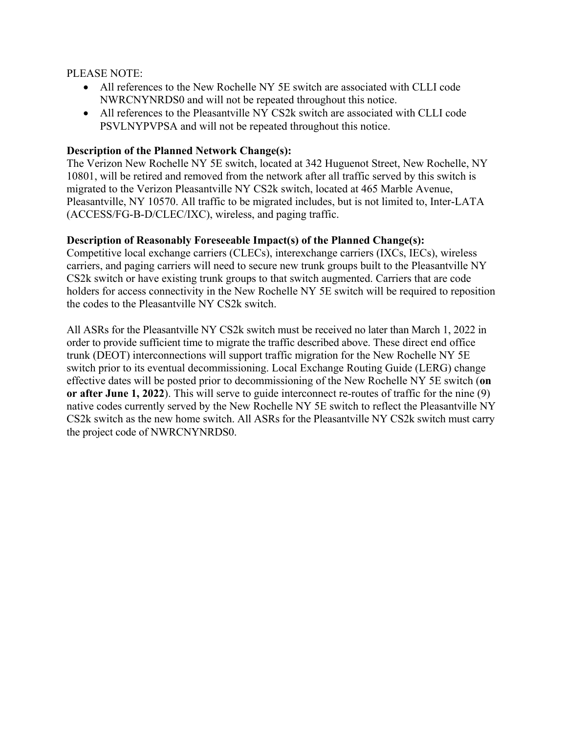PLEASE NOTE:

- All references to the New Rochelle NY 5E switch are associated with CLLI code NWRCNYNRDS0 and will not be repeated throughout this notice.
- All references to the Pleasantville NY CS2k switch are associated with CLLI code PSVLNYPVPSA and will not be repeated throughout this notice.

**Description of the Planned Network Change(s):**
The Verizon New Rochelle NY 5E switch, located at 342 Huguenot Street, New Rochelle, NY 10801, will be retired and removed from the network after all traffic served by this switch is migrated to the Verizon Pleasantville NY CS2k switch, located at 465 Marble Avenue, Pleasantville, NY 10570. All traffic to be migrated includes, but is not limited to, Inter-LATA (ACCESS/FG-B-D/CLEC/IXC), wireless, and paging traffic.

**Description of Reasonably Foreseeable Impact(s) of the Planned Change(s):**
Competitive local exchange carriers (CLECs), interexchange carriers (IXCs, IECs), wireless carriers, and paging carriers will need to secure new trunk groups built to the Pleasantville NY CS2k switch or have existing trunk groups to that switch augmented. Carriers that are code holders for access connectivity in the New Rochelle NY 5E switch will be required to reposition the codes to the Pleasantville NY CS2k switch.

All ASRs for the Pleasantville NY CS2k switch must be received no later than March 1, 2022 in order to provide sufficient time to migrate the traffic described above. These direct end office trunk (DEOT) interconnections will support traffic migration for the New Rochelle NY 5E switch prior to its eventual decommissioning. Local Exchange Routing Guide (LERG) change effective dates will be posted prior to decommissioning of the New Rochelle NY 5E switch (**on or after June 1, 2022**). This will serve to guide interconnect re-routes of traffic for the nine (9) native codes currently served by the New Rochelle NY 5E switch to reflect the Pleasantville NY CS2k switch as the new home switch. All ASRs for the Pleasantville NY CS2k switch must carry the project code of NWRCNYNRDS0.